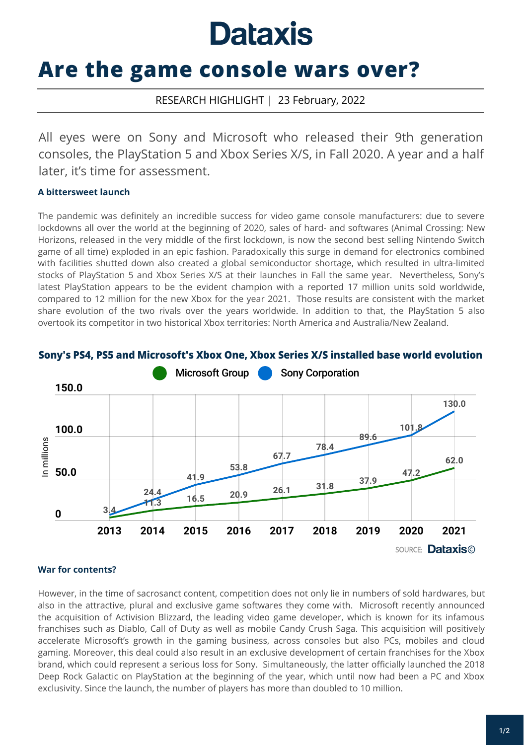# Are the game console wars over?

RESEARCH HIGHLIGHT | 23 February, 2022

All eyes were on Sony and Microsoft who released their 9th generation consoles, the PlayStation 5 and Xbox Series X/S, in Fall 2020. A year and a half later, it's time for assessment.

### A bittersweet launch

The pandemic was definitely an incredible success for video game console manufacturers: due to severe lockdowns all over the world at the beginning of 2020, sales of hard- and softwares (Animal Crossing: New Horizons, released in the very middle of the first lockdown, is now the second best selling Nintendo Switch game of all time) exploded in an epic fashion. Paradoxically this surge in demand for electronics combined with facilities shutted down also created a global semiconductor shortage, which resulted in ultra-limited stocks of PlayStation 5 and Xbox Series X/S at their launches in Fall the same year. Nevertheless, Sony's latest PlayStation appears to be the evident champion with a reported 17 million units sold worldwide, compared to 12 million for the new Xbox for the year 2021. Those results are consistent with the market share evolution of the two rivals over the years worldwide. In addition to that, the PlayStation 5 also overtook its competitor in two historical Xbox territories: North America and Australia/New Zealand.

**Sony's PS4, PS5 and Microsoft's Xbox One, Xbox Series X/S installed base world evolution**

In millions

| Year | Microsoft Group | Sony Corporation |
|---|---|---|
| 2013 | | 3.4 |
| 2014 | 11.3 | 24.4 |
| 2015 | 16.5 | 41.9 |
| 2016 | 20.9 | 53.8 |
| 2017 | 26.1 | 67.7 |
| 2018 | 31.8 | 78.4 |
| 2019 | 37.9 | 89.6 |
| 2020 | 47.2 | 101.8 |
| 2021 | 62.0 | 130.0 |

SOURCE: Dataxis©

### War for contents?

However, in the time of sacrosanct content, competition does not only lie in numbers of sold hardwares, but also in the attractive, plural and exclusive game softwares they come with. Microsoft recently announced the acquisition of Activision Blizzard, the leading video game developer, which is known for its infamous franchises such as Diablo, Call of Duty as well as mobile Candy Crush Saga. This acquisition will positively accelerate Microsoft's growth in the gaming business, across consoles but also PCs, mobiles and cloud gaming. Moreover, this deal could also result in an exclusive development of certain franchises for the Xbox brand, which could represent a serious loss for Sony. Simultaneously, the latter officially launched the 2018 Deep Rock Galactic on PlayStation at the beginning of the year, which until now had been a PC and Xbox exclusivity. Since the launch, the number of players has more than doubled to 10 million.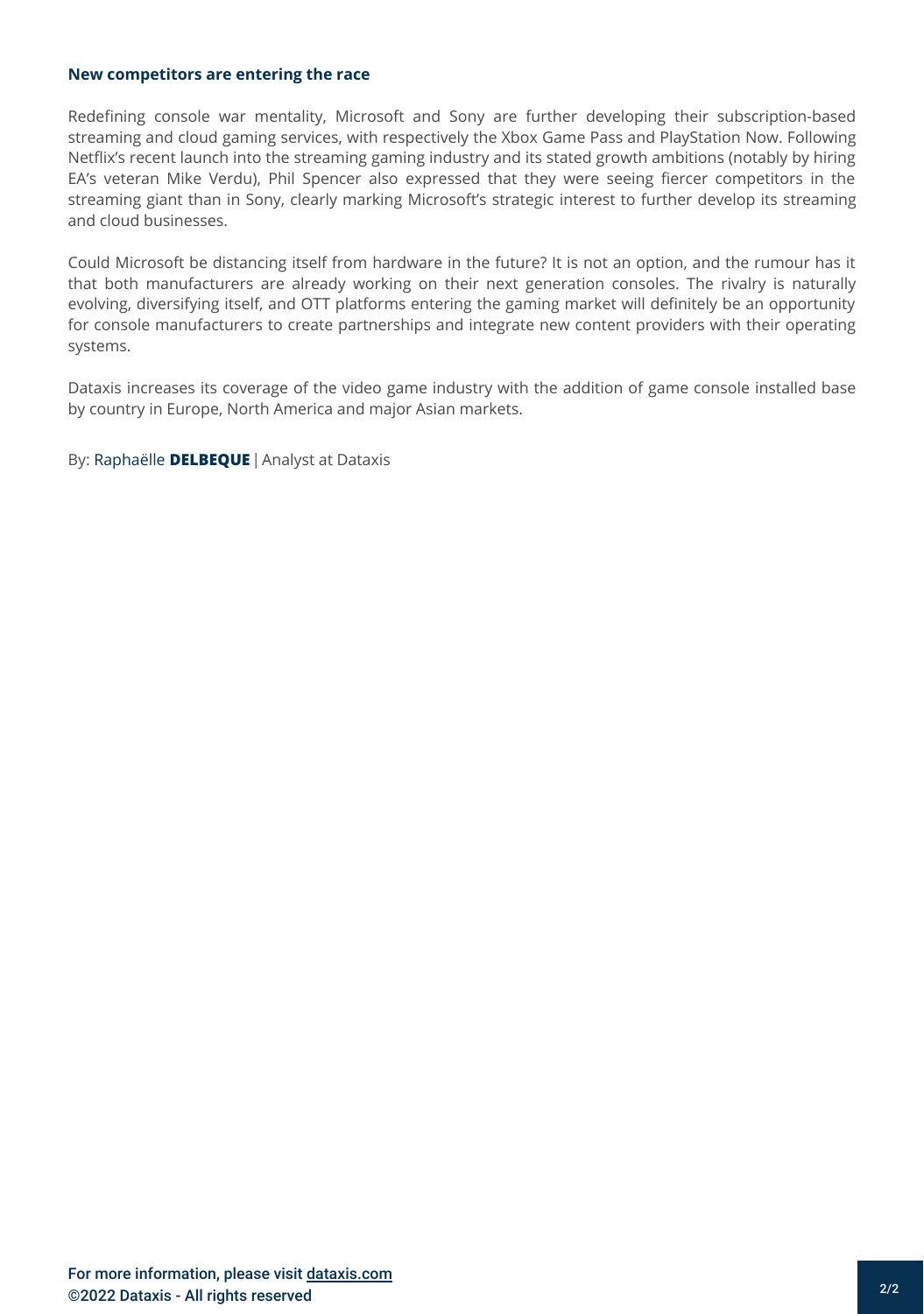### New competitors are entering the race

Redefining console war mentality, Microsoft and Sony are further developing their subscription-based streaming and cloud gaming services, with respectively the Xbox Game Pass and PlayStation Now. Following Netflix's recent launch into the streaming gaming industry and its stated growth ambitions (notably by hiring EA's veteran Mike Verdu), Phil Spencer also expressed that they were seeing fiercer competitors in the streaming giant than in Sony, clearly marking Microsoft's strategic interest to further develop its streaming and cloud businesses.

Could Microsoft be distancing itself from hardware in the future? It is not an option, and the rumour has it that both manufacturers are already working on their next generation consoles. The rivalry is naturally evolving, diversifying itself, and OTT platforms entering the gaming market will definitely be an opportunity for console manufacturers to create partnerships and integrate new content providers with their operating systems.

Dataxis increases its coverage of the video game industry with the addition of game console installed base by country in Europe, North America and major Asian markets.

By: Raphaëlle **DELBEQUE** | Analyst at Dataxis

For more information, please visit dataxis.com
©2022 Dataxis - All rights reserved